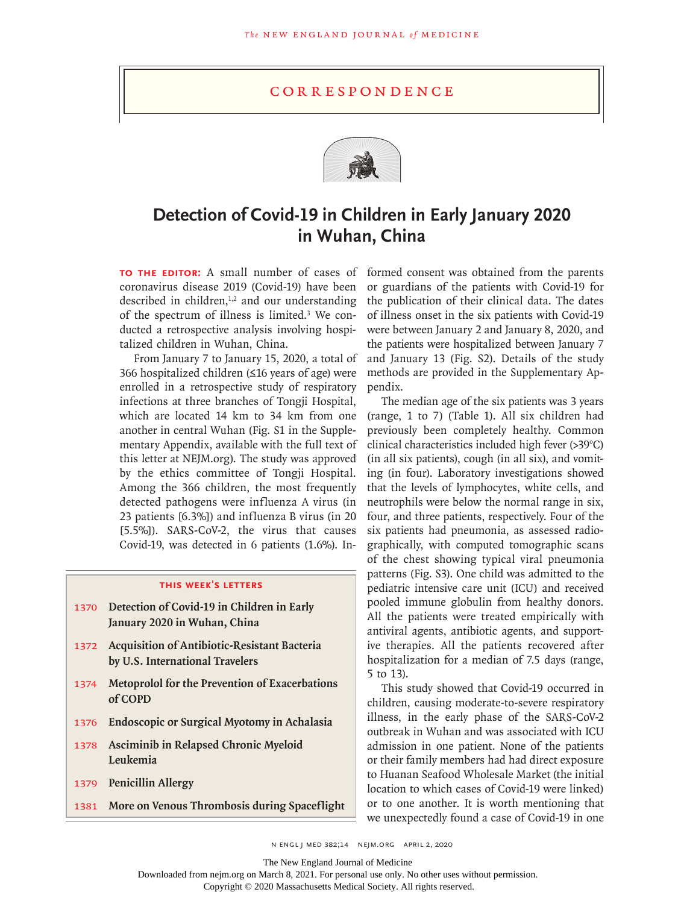## Correspondence

# Detection of Covid-19 in Children in Early January 2020 in Wuhan, China

**TO THE EDITOR:** A small number of cases of coronavirus disease 2019 (Covid-19) have been described in children,[1,2] and our understanding of the spectrum of illness is limited.[3] We conducted a retrospective analysis involving hospitalized children in Wuhan, China.

From January 7 to January 15, 2020, a total of 366 hospitalized children (≤16 years of age) were enrolled in a retrospective study of respiratory infections at three branches of Tongji Hospital, which are located 14 km to 34 km from one another in central Wuhan (Fig. S1 in the Supplementary Appendix, available with the full text of this letter at NEJM.org). The study was approved by the ethics committee of Tongji Hospital. Among the 366 children, the most frequently detected pathogens were influenza A virus (in 23 patients [6.3%]) and influenza B virus (in 20 [5.5%]). SARS-CoV-2, the virus that causes Covid-19, was detected in 6 patients (1.6%). Informed consent was obtained from the parents or guardians of the patients with Covid-19 for the publication of their clinical data. The dates of illness onset in the six patients with Covid-19 were between January 2 and January 8, 2020, and the patients were hospitalized between January 7 and January 13 (Fig. S2). Details of the study methods are provided in the Supplementary Appendix.

The median age of the six patients was 3 years (range, 1 to 7) (Table 1). All six children had previously been completely healthy. Common clinical characteristics included high fever (>39°C) (in all six patients), cough (in all six), and vomiting (in four). Laboratory investigations showed that the levels of lymphocytes, white cells, and neutrophils were below the normal range in six, four, and three patients, respectively. Four of the six patients had pneumonia, as assessed radiographically, with computed tomographic scans of the chest showing typical viral pneumonia patterns (Fig. S3). One child was admitted to the pediatric intensive care unit (ICU) and received pooled immune globulin from healthy donors. All the patients were treated empirically with antiviral agents, antibiotic agents, and supportive therapies. All the patients recovered after hospitalization for a median of 7.5 days (range, 5 to 13).

This study showed that Covid-19 occurred in children, causing moderate-to-severe respiratory illness, in the early phase of the SARS-CoV-2 outbreak in Wuhan and was associated with ICU admission in one patient. None of the patients or their family members had had direct exposure to Huanan Seafood Wholesale Market (the initial location to which cases of Covid-19 were linked) or to one another. It is worth mentioning that we unexpectedly found a case of Covid-19 in one

**THIS WEEK'S LETTERS**

- 1370 Detection of Covid-19 in Children in Early January 2020 in Wuhan, China
- 1372 Acquisition of Antibiotic-Resistant Bacteria by U.S. International Travelers
- 1374 Metoprolol for the Prevention of Exacerbations of COPD
- 1376 Endoscopic or Surgical Myotomy in Achalasia
- 1378 Asciminib in Relapsed Chronic Myeloid Leukemia
- 1379 Penicillin Allergy
- 1381 More on Venous Thrombosis during Spaceflight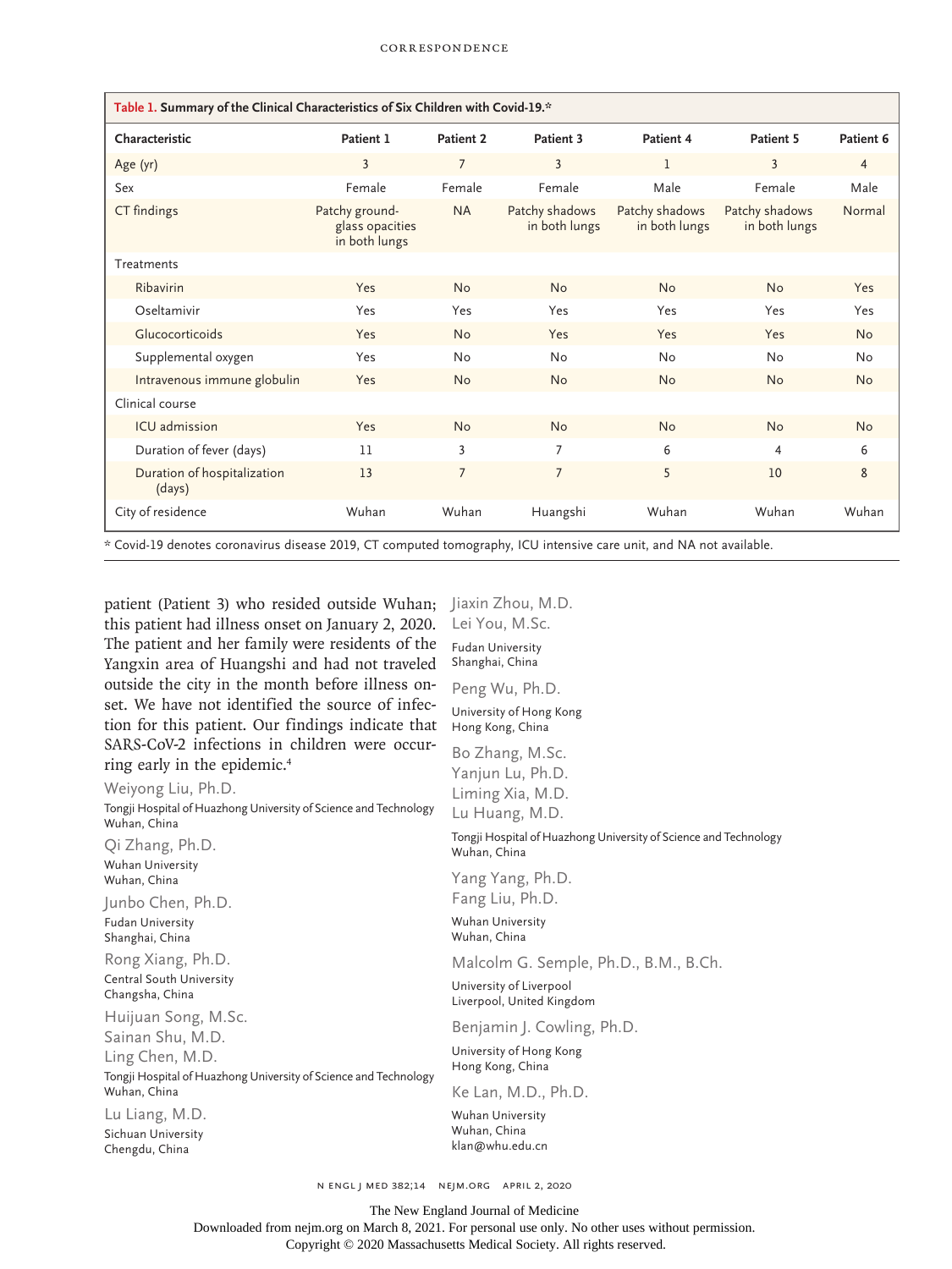**Table 1. Summary of the Clinical Characteristics of Six Children with Covid-19.***

| Characteristic | Patient 1 | Patient 2 | Patient 3 | Patient 4 | Patient 5 | Patient 6 |
|---|---|---|---|---|---|---|
| Age (yr) | 3 | 7 | 3 | 1 | 3 | 4 |
| Sex | Female | Female | Female | Male | Female | Male |
| CT findings | Patchy ground-glass opacities in both lungs | NA | Patchy shadows in both lungs | Patchy shadows in both lungs | Patchy shadows in both lungs | Normal |
| Treatments | | | | | | |
| Ribavirin | Yes | No | No | No | No | Yes |
| Oseltamivir | Yes | Yes | Yes | Yes | Yes | Yes |
| Glucocorticoids | Yes | No | Yes | Yes | Yes | No |
| Supplemental oxygen | Yes | No | No | No | No | No |
| Intravenous immune globulin | Yes | No | No | No | No | No |
| Clinical course | | | | | | |
| ICU admission | Yes | No | No | No | No | No |
| Duration of fever (days) | 11 | 3 | 7 | 6 | 4 | 6 |
| Duration of hospitalization (days) | 13 | 7 | 7 | 5 | 10 | 8 |
| City of residence | Wuhan | Wuhan | Huangshi | Wuhan | Wuhan | Wuhan |

* Covid-19 denotes coronavirus disease 2019, CT computed tomography, ICU intensive care unit, and NA not available.

patient (Patient 3) who resided outside Wuhan; this patient had illness onset on January 2, 2020. The patient and her family were residents of the Yangxin area of Huangshi and had not traveled outside the city in the month before illness onset. We have not identified the source of infection for this patient. Our findings indicate that SARS-CoV-2 infections in children were occurring early in the epidemic.[4]

Weiyong Liu, Ph.D.
Tongji Hospital of Huazhong University of Science and Technology
Wuhan, China

Qi Zhang, Ph.D.
Wuhan University
Wuhan, China

Junbo Chen, Ph.D.
Fudan University
Shanghai, China

Rong Xiang, Ph.D.
Central South University
Changsha, China

Huijuan Song, M.Sc.
Sainan Shu, M.D.
Ling Chen, M.D.
Tongji Hospital of Huazhong University of Science and Technology
Wuhan, China

Lu Liang, M.D.
Sichuan University
Chengdu, China

Jiaxin Zhou, M.D.
Lei You, M.Sc.
Fudan University
Shanghai, China

Peng Wu, Ph.D.
University of Hong Kong
Hong Kong, China

Bo Zhang, M.Sc.
Yanjun Lu, Ph.D.
Liming Xia, M.D.
Lu Huang, M.D.
Tongji Hospital of Huazhong University of Science and Technology
Wuhan, China

Yang Yang, Ph.D.
Fang Liu, Ph.D.
Wuhan University
Wuhan, China

Malcolm G. Semple, Ph.D., B.M., B.Ch.
University of Liverpool
Liverpool, United Kingdom

Benjamin J. Cowling, Ph.D.
University of Hong Kong
Hong Kong, China

Ke Lan, M.D., Ph.D.
Wuhan University
Wuhan, China
klan@whu.edu.cn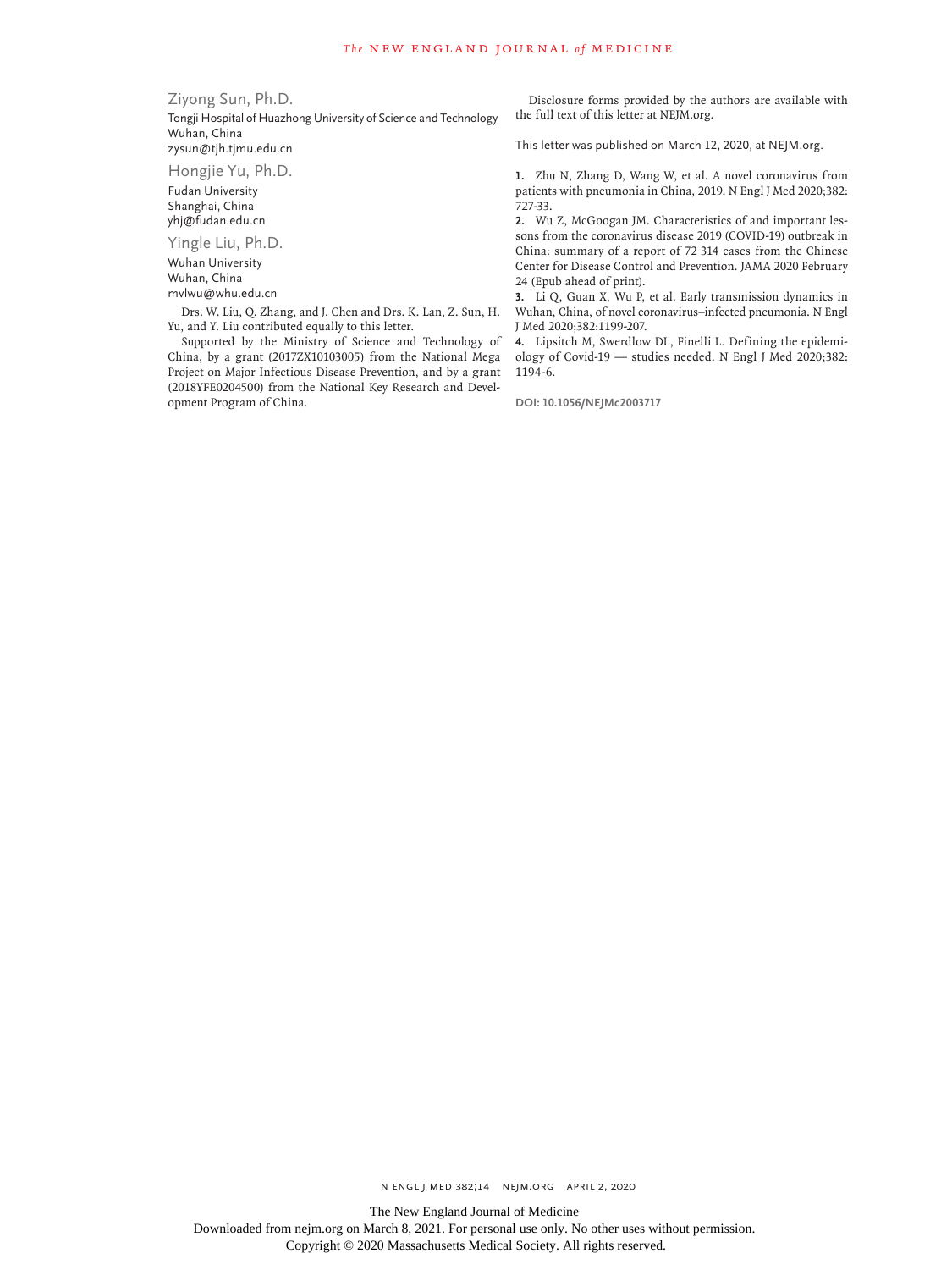Ziyong Sun, Ph.D.
Tongji Hospital of Huazhong University of Science and Technology
Wuhan, China
zysun@tjh.tjmu.edu.cn

Hongjie Yu, Ph.D.
Fudan University
Shanghai, China
yhj@fudan.edu.cn

Yingle Liu, Ph.D.
Wuhan University
Wuhan, China
mvlwu@whu.edu.cn

Drs. W. Liu, Q. Zhang, and J. Chen and Drs. K. Lan, Z. Sun, H. Yu, and Y. Liu contributed equally to this letter.

Supported by the Ministry of Science and Technology of China, by a grant (2017ZX10103005) from the National Mega Project on Major Infectious Disease Prevention, and by a grant (2018YFE0204500) from the National Key Research and Development Program of China.

Disclosure forms provided by the authors are available with the full text of this letter at NEJM.org.

This letter was published on March 12, 2020, at NEJM.org.

1. Zhu N, Zhang D, Wang W, et al. A novel coronavirus from patients with pneumonia in China, 2019. N Engl J Med 2020;382:727-33.
2. Wu Z, McGoogan JM. Characteristics of and important lessons from the coronavirus disease 2019 (COVID-19) outbreak in China: summary of a report of 72 314 cases from the Chinese Center for Disease Control and Prevention. JAMA 2020 February 24 (Epub ahead of print).
3. Li Q, Guan X, Wu P, et al. Early transmission dynamics in Wuhan, China, of novel coronavirus–infected pneumonia. N Engl J Med 2020;382:1199-207.
4. Lipsitch M, Swerdlow DL, Finelli L. Defining the epidemiology of Covid-19 — studies needed. N Engl J Med 2020;382:1194-6.

DOI: 10.1056/NEJMc2003717